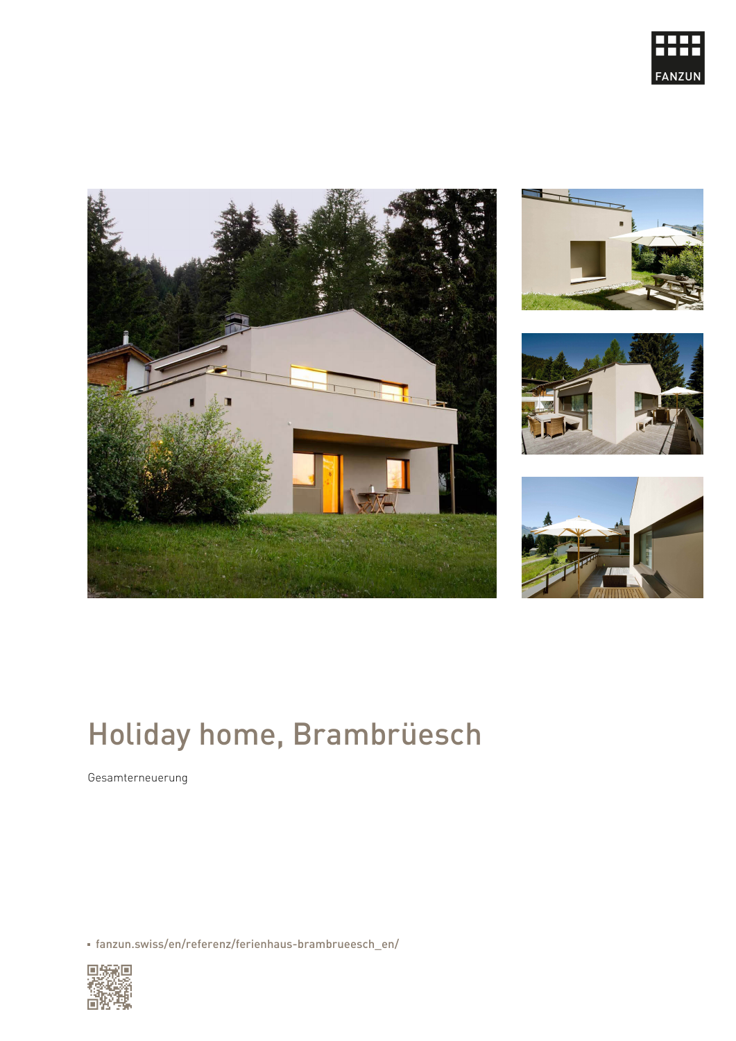FANZUN

# Holiday home, Brambrüesch

Gesamterneuerung

- fanzun.swiss/en/referenz/ferienhaus-brambrueesch_en/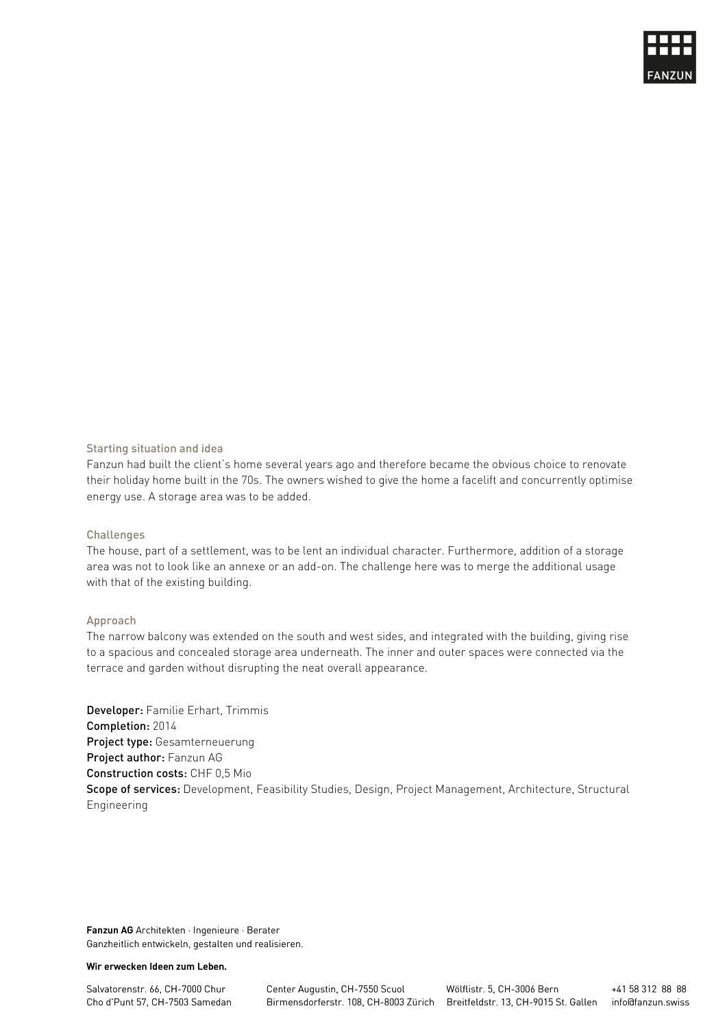### Starting situation and idea

Fanzun had built the client's home several years ago and therefore became the obvious choice to renovate their holiday home built in the 70s. The owners wished to give the home a facelift and concurrently optimise energy use. A storage area was to be added.

### Challenges

The house, part of a settlement, was to be lent an individual character. Furthermore, addition of a storage area was not to look like an annexe or an add-on. The challenge here was to merge the additional usage with that of the existing building.

### Approach

The narrow balcony was extended on the south and west sides, and integrated with the building, giving rise to a spacious and concealed storage area underneath. The inner and outer spaces were connected via the terrace and garden without disrupting the neat overall appearance.

**Developer:** Familie Erhart, Trimmis
**Completion:** 2014
**Project type:** Gesamterneuerung
**Project author:** Fanzun AG
**Construction costs:** CHF 0,5 Mio
**Scope of services:** Development, Feasibility Studies, Design, Project Management, Architecture, Structural Engineering

**Fanzun AG** Architekten · Ingenieure · Berater
Ganzheitlich entwickeln, gestalten und realisieren.

**Wir erwecken Ideen zum Leben.**

Salvatorenstr. 66, CH-7000 Chur
Cho d'Punt 57, CH-7503 Samedan
Center Augustin, CH-7550 Scuol
Birmensdorferstr. 108, CH-8003 Zürich
Wölflistr. 5, CH-3006 Bern
Breitfeldstr. 13, CH-9015 St. Gallen
+41 58 312 88 88
info@fanzun.swiss